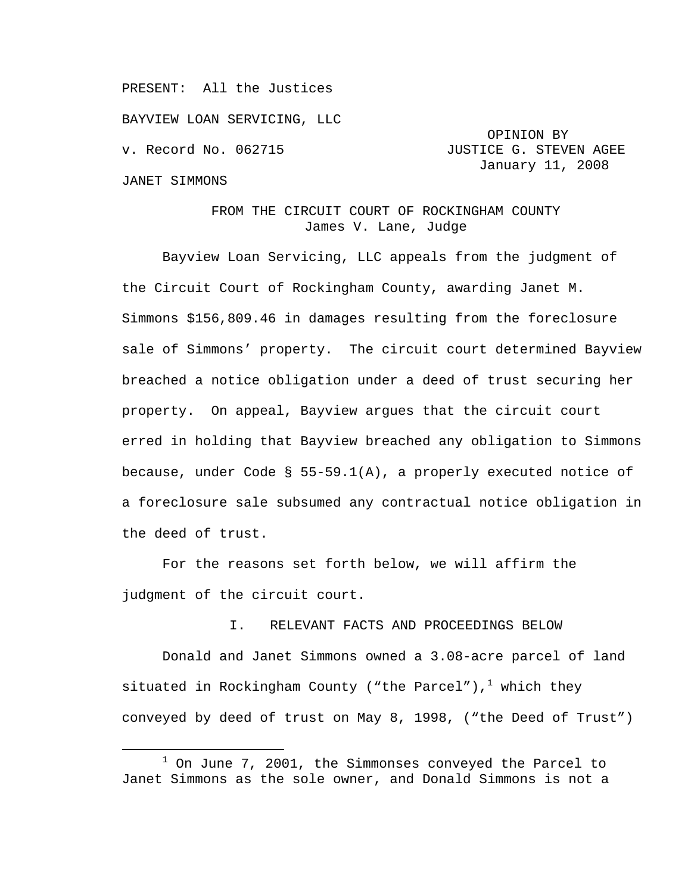PRESENT: All the Justices

BAYVIEW LOAN SERVICING, LLC

v. Record No. 062715

OPINION BY
JUSTICE G. STEVEN AGEE
January 11, 2008

JANET SIMMONS

FROM THE CIRCUIT COURT OF ROCKINGHAM COUNTY
James V. Lane, Judge

Bayview Loan Servicing, LLC appeals from the judgment of the Circuit Court of Rockingham County, awarding Janet M. Simmons $156,809.46 in damages resulting from the foreclosure sale of Simmons' property. The circuit court determined Bayview breached a notice obligation under a deed of trust securing her property. On appeal, Bayview argues that the circuit court erred in holding that Bayview breached any obligation to Simmons because, under Code § 55-59.1(A), a properly executed notice of a foreclosure sale subsumed any contractual notice obligation in the deed of trust.

For the reasons set forth below, we will affirm the judgment of the circuit court.

## I. RELEVANT FACTS AND PROCEEDINGS BELOW

Donald and Janet Simmons owned a 3.08-acre parcel of land situated in Rockingham County ("the Parcel"),[1] which they conveyed by deed of trust on May 8, 1998, ("the Deed of Trust")

[1] On June 7, 2001, the Simmonses conveyed the Parcel to Janet Simmons as the sole owner, and Donald Simmons is not a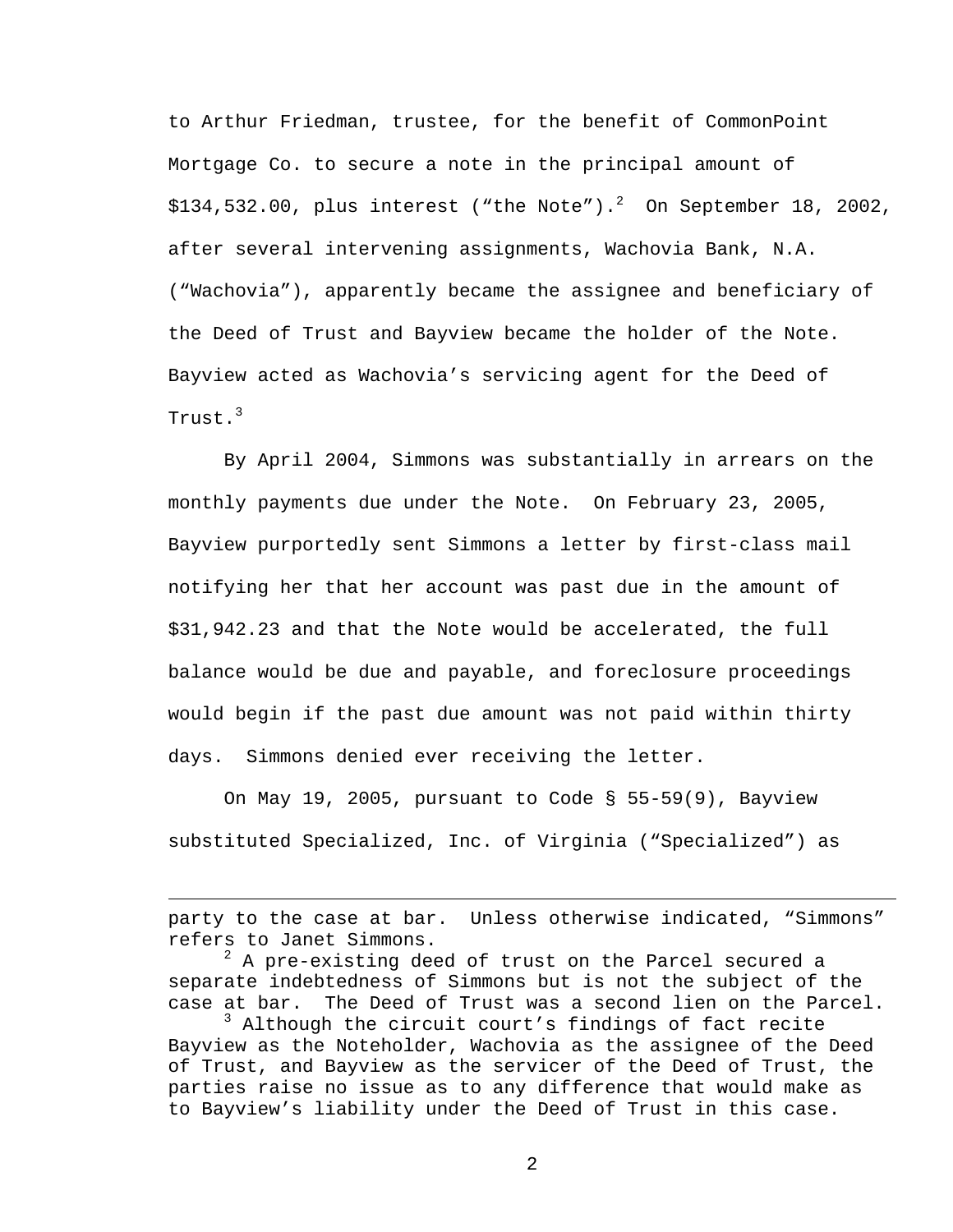to Arthur Friedman, trustee, for the benefit of CommonPoint Mortgage Co. to secure a note in the principal amount of $134,532.00, plus interest ("the Note").[2] On September 18, 2002, after several intervening assignments, Wachovia Bank, N.A. ("Wachovia"), apparently became the assignee and beneficiary of the Deed of Trust and Bayview became the holder of the Note. Bayview acted as Wachovia's servicing agent for the Deed of Trust.[3]

By April 2004, Simmons was substantially in arrears on the monthly payments due under the Note. On February 23, 2005, Bayview purportedly sent Simmons a letter by first-class mail notifying her that her account was past due in the amount of $31,942.23 and that the Note would be accelerated, the full balance would be due and payable, and foreclosure proceedings would begin if the past due amount was not paid within thirty days. Simmons denied ever receiving the letter.

On May 19, 2005, pursuant to Code § 55-59(9), Bayview substituted Specialized, Inc. of Virginia ("Specialized") as

---

party to the case at bar. Unless otherwise indicated, "Simmons" refers to Janet Simmons.

[2] A pre-existing deed of trust on the Parcel secured a separate indebtedness of Simmons but is not the subject of the case at bar. The Deed of Trust was a second lien on the Parcel.

[3] Although the circuit court's findings of fact recite Bayview as the Noteholder, Wachovia as the assignee of the Deed of Trust, and Bayview as the servicer of the Deed of Trust, the parties raise no issue as to any difference that would make as to Bayview's liability under the Deed of Trust in this case.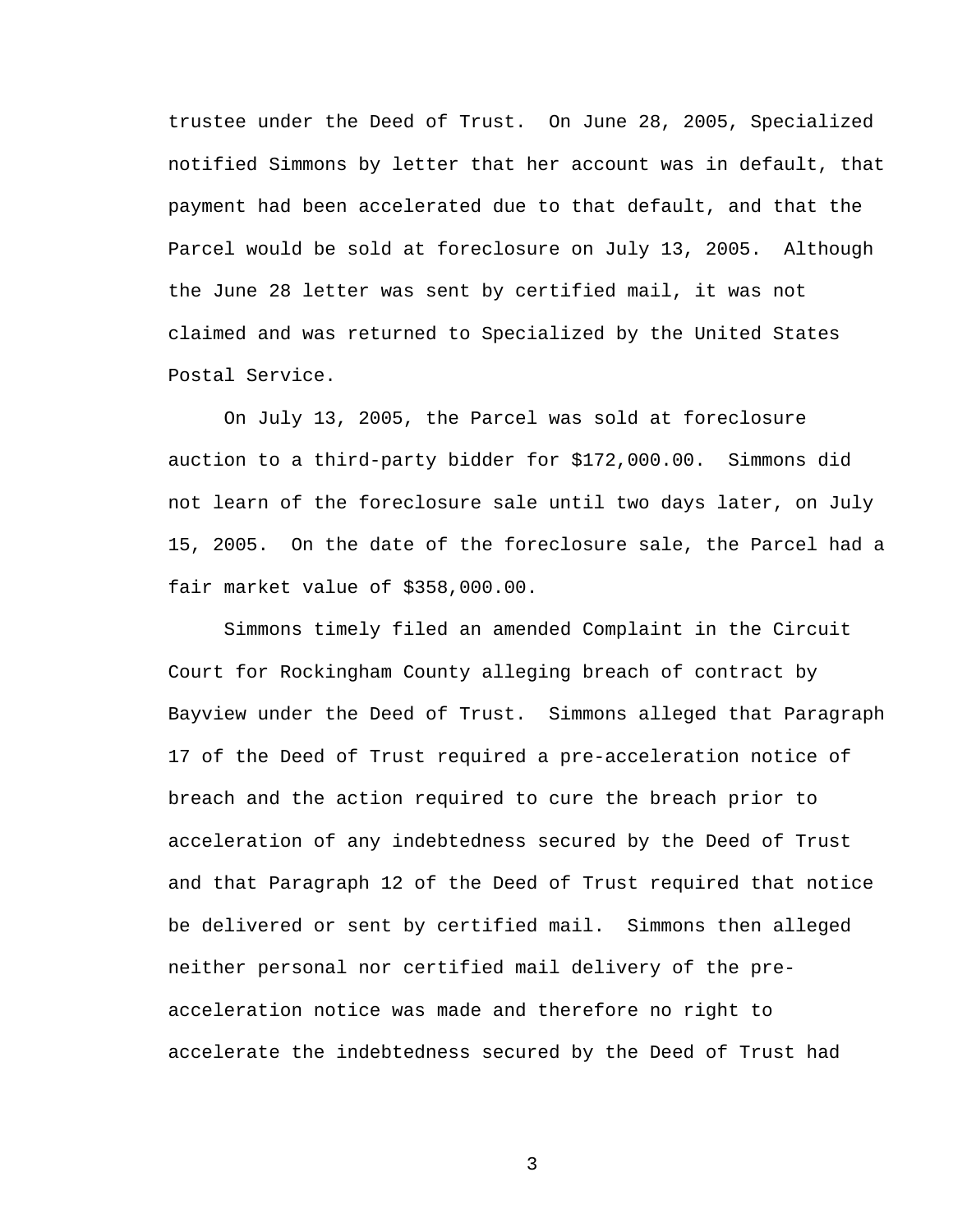trustee under the Deed of Trust. On June 28, 2005, Specialized notified Simmons by letter that her account was in default, that payment had been accelerated due to that default, and that the Parcel would be sold at foreclosure on July 13, 2005. Although the June 28 letter was sent by certified mail, it was not claimed and was returned to Specialized by the United States Postal Service.

On July 13, 2005, the Parcel was sold at foreclosure auction to a third-party bidder for $172,000.00. Simmons did not learn of the foreclosure sale until two days later, on July 15, 2005. On the date of the foreclosure sale, the Parcel had a fair market value of $358,000.00.

Simmons timely filed an amended Complaint in the Circuit Court for Rockingham County alleging breach of contract by Bayview under the Deed of Trust. Simmons alleged that Paragraph 17 of the Deed of Trust required a pre-acceleration notice of breach and the action required to cure the breach prior to acceleration of any indebtedness secured by the Deed of Trust and that Paragraph 12 of the Deed of Trust required that notice be delivered or sent by certified mail. Simmons then alleged neither personal nor certified mail delivery of the pre-acceleration notice was made and therefore no right to accelerate the indebtedness secured by the Deed of Trust had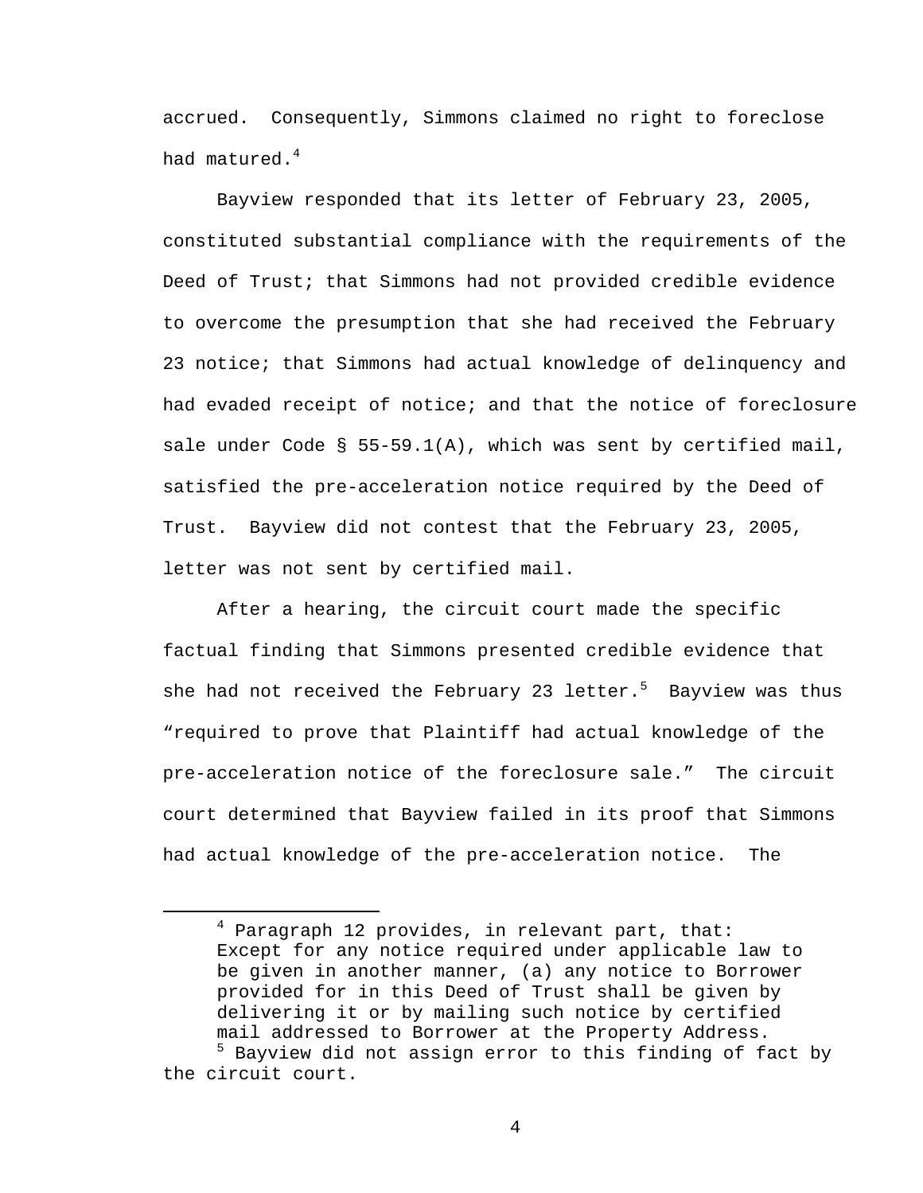accrued. Consequently, Simmons claimed no right to foreclose had matured.[4]

Bayview responded that its letter of February 23, 2005, constituted substantial compliance with the requirements of the Deed of Trust; that Simmons had not provided credible evidence to overcome the presumption that she had received the February 23 notice; that Simmons had actual knowledge of delinquency and had evaded receipt of notice; and that the notice of foreclosure sale under Code § 55-59.1(A), which was sent by certified mail, satisfied the pre-acceleration notice required by the Deed of Trust. Bayview did not contest that the February 23, 2005, letter was not sent by certified mail.

After a hearing, the circuit court made the specific factual finding that Simmons presented credible evidence that she had not received the February 23 letter.[5] Bayview was thus "required to prove that Plaintiff had actual knowledge of the pre-acceleration notice of the foreclosure sale." The circuit court determined that Bayview failed in its proof that Simmons had actual knowledge of the pre-acceleration notice. The

---

[4] Paragraph 12 provides, in relevant part, that:

> Except for any notice required under applicable law to be given in another manner, (a) any notice to Borrower provided for in this Deed of Trust shall be given by delivering it or by mailing such notice by certified mail addressed to Borrower at the Property Address.

[5] Bayview did not assign error to this finding of fact by the circuit court.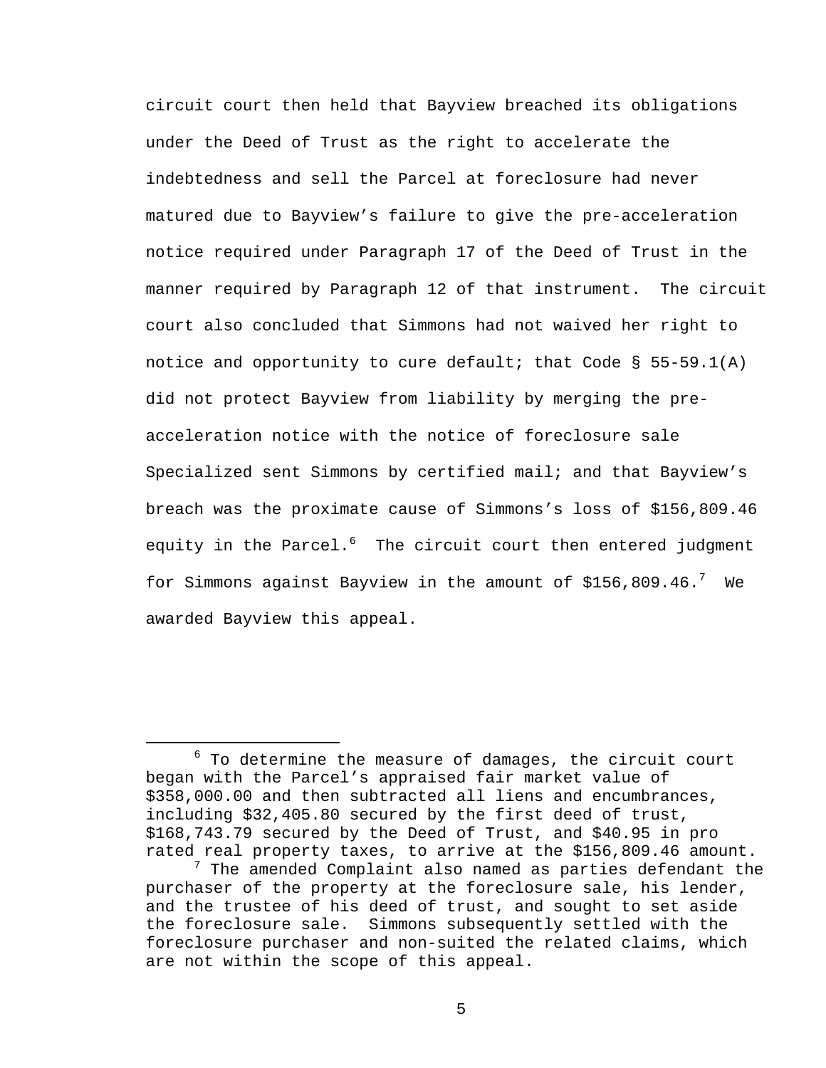circuit court then held that Bayview breached its obligations under the Deed of Trust as the right to accelerate the indebtedness and sell the Parcel at foreclosure had never matured due to Bayview's failure to give the pre-acceleration notice required under Paragraph 17 of the Deed of Trust in the manner required by Paragraph 12 of that instrument. The circuit court also concluded that Simmons had not waived her right to notice and opportunity to cure default; that Code § 55-59.1(A) did not protect Bayview from liability by merging the pre-acceleration notice with the notice of foreclosure sale Specialized sent Simmons by certified mail; and that Bayview's breach was the proximate cause of Simmons's loss of $156,809.46 equity in the Parcel.[6] The circuit court then entered judgment for Simmons against Bayview in the amount of $156,809.46.[7] We awarded Bayview this appeal.

---

[6] To determine the measure of damages, the circuit court began with the Parcel's appraised fair market value of $358,000.00 and then subtracted all liens and encumbrances, including $32,405.80 secured by the first deed of trust, $168,743.79 secured by the Deed of Trust, and $40.95 in pro rated real property taxes, to arrive at the $156,809.46 amount.

[7] The amended Complaint also named as parties defendant the purchaser of the property at the foreclosure sale, his lender, and the trustee of his deed of trust, and sought to set aside the foreclosure sale. Simmons subsequently settled with the foreclosure purchaser and non-suited the related claims, which are not within the scope of this appeal.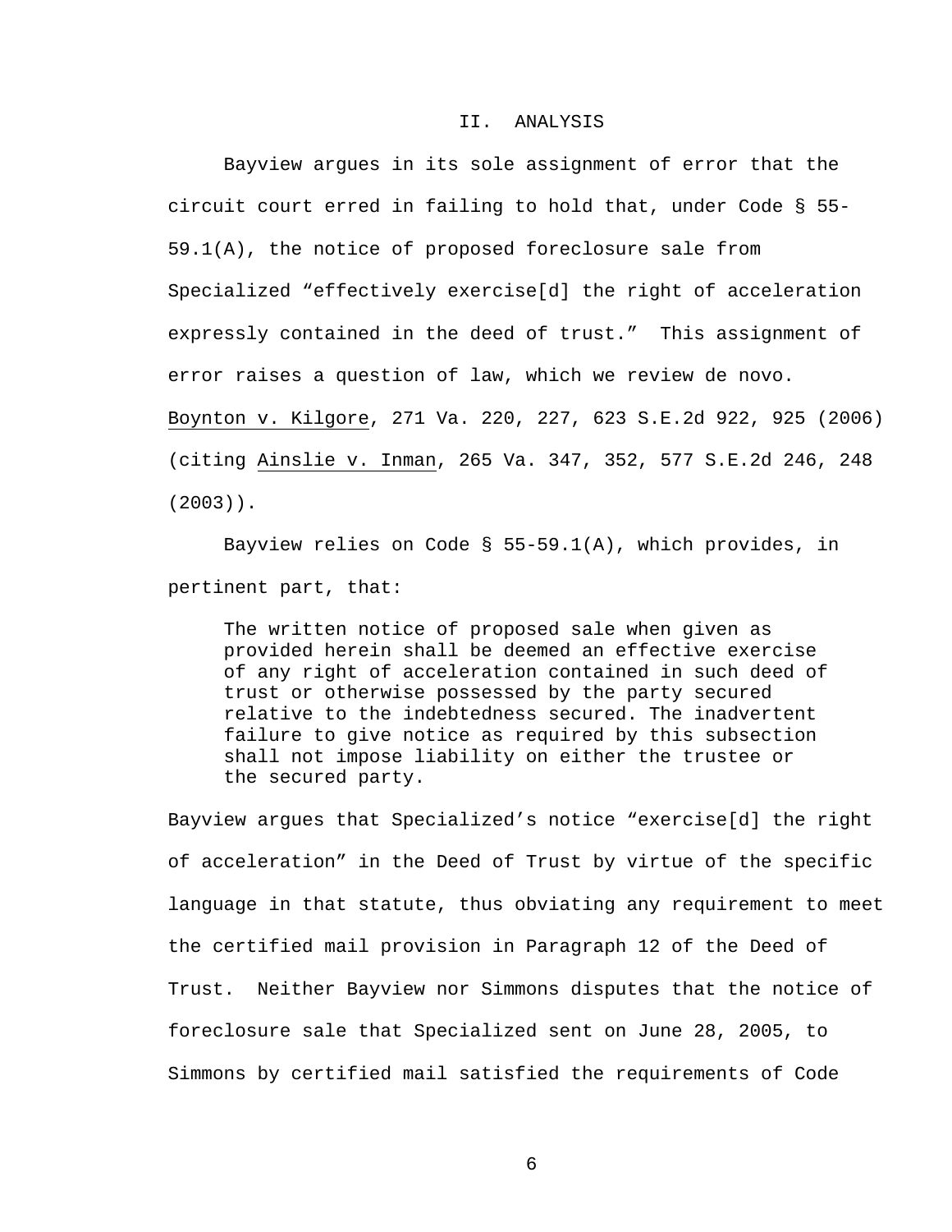## II. ANALYSIS

Bayview argues in its sole assignment of error that the circuit court erred in failing to hold that, under Code § 55-59.1(A), the notice of proposed foreclosure sale from Specialized "effectively exercise[d] the right of acceleration expressly contained in the deed of trust." This assignment of error raises a question of law, which we review de novo. Boynton v. Kilgore, 271 Va. 220, 227, 623 S.E.2d 922, 925 (2006) (citing Ainslie v. Inman, 265 Va. 347, 352, 577 S.E.2d 246, 248 (2003)).

Bayview relies on Code § 55-59.1(A), which provides, in pertinent part, that:

> The written notice of proposed sale when given as provided herein shall be deemed an effective exercise of any right of acceleration contained in such deed of trust or otherwise possessed by the party secured relative to the indebtedness secured. The inadvertent failure to give notice as required by this subsection shall not impose liability on either the trustee or the secured party.

Bayview argues that Specialized's notice "exercise[d] the right of acceleration" in the Deed of Trust by virtue of the specific language in that statute, thus obviating any requirement to meet the certified mail provision in Paragraph 12 of the Deed of Trust. Neither Bayview nor Simmons disputes that the notice of foreclosure sale that Specialized sent on June 28, 2005, to Simmons by certified mail satisfied the requirements of Code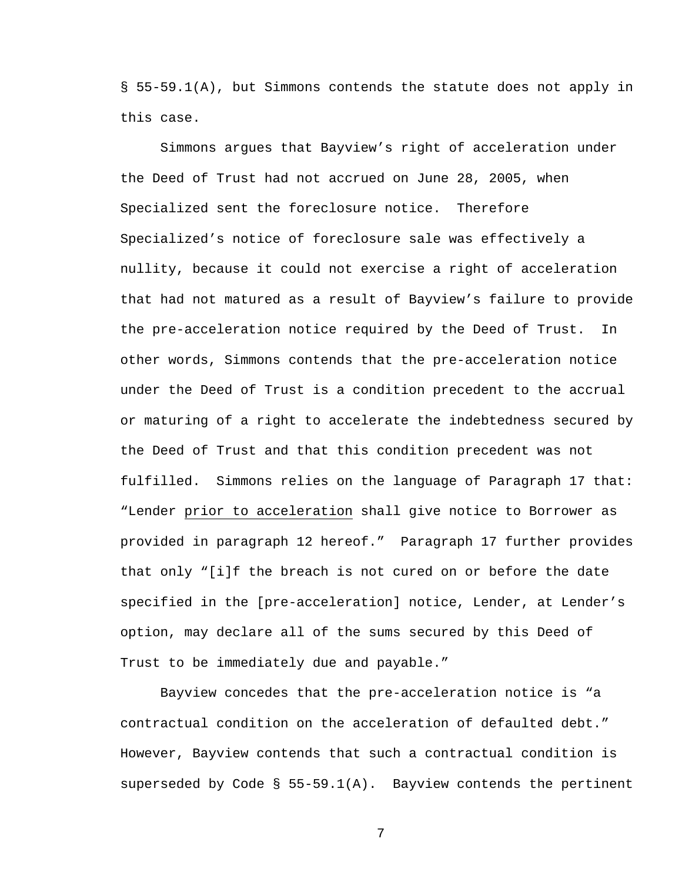§ 55-59.1(A), but Simmons contends the statute does not apply in this case.

Simmons argues that Bayview's right of acceleration under the Deed of Trust had not accrued on June 28, 2005, when Specialized sent the foreclosure notice. Therefore Specialized's notice of foreclosure sale was effectively a nullity, because it could not exercise a right of acceleration that had not matured as a result of Bayview's failure to provide the pre-acceleration notice required by the Deed of Trust. In other words, Simmons contends that the pre-acceleration notice under the Deed of Trust is a condition precedent to the accrual or maturing of a right to accelerate the indebtedness secured by the Deed of Trust and that this condition precedent was not fulfilled. Simmons relies on the language of Paragraph 17 that: "Lender <u>prior to acceleration</u> shall give notice to Borrower as provided in paragraph 12 hereof." Paragraph 17 further provides that only "[i]f the breach is not cured on or before the date specified in the [pre-acceleration] notice, Lender, at Lender's option, may declare all of the sums secured by this Deed of Trust to be immediately due and payable."

Bayview concedes that the pre-acceleration notice is "a contractual condition on the acceleration of defaulted debt." However, Bayview contends that such a contractual condition is superseded by Code § 55-59.1(A). Bayview contends the pertinent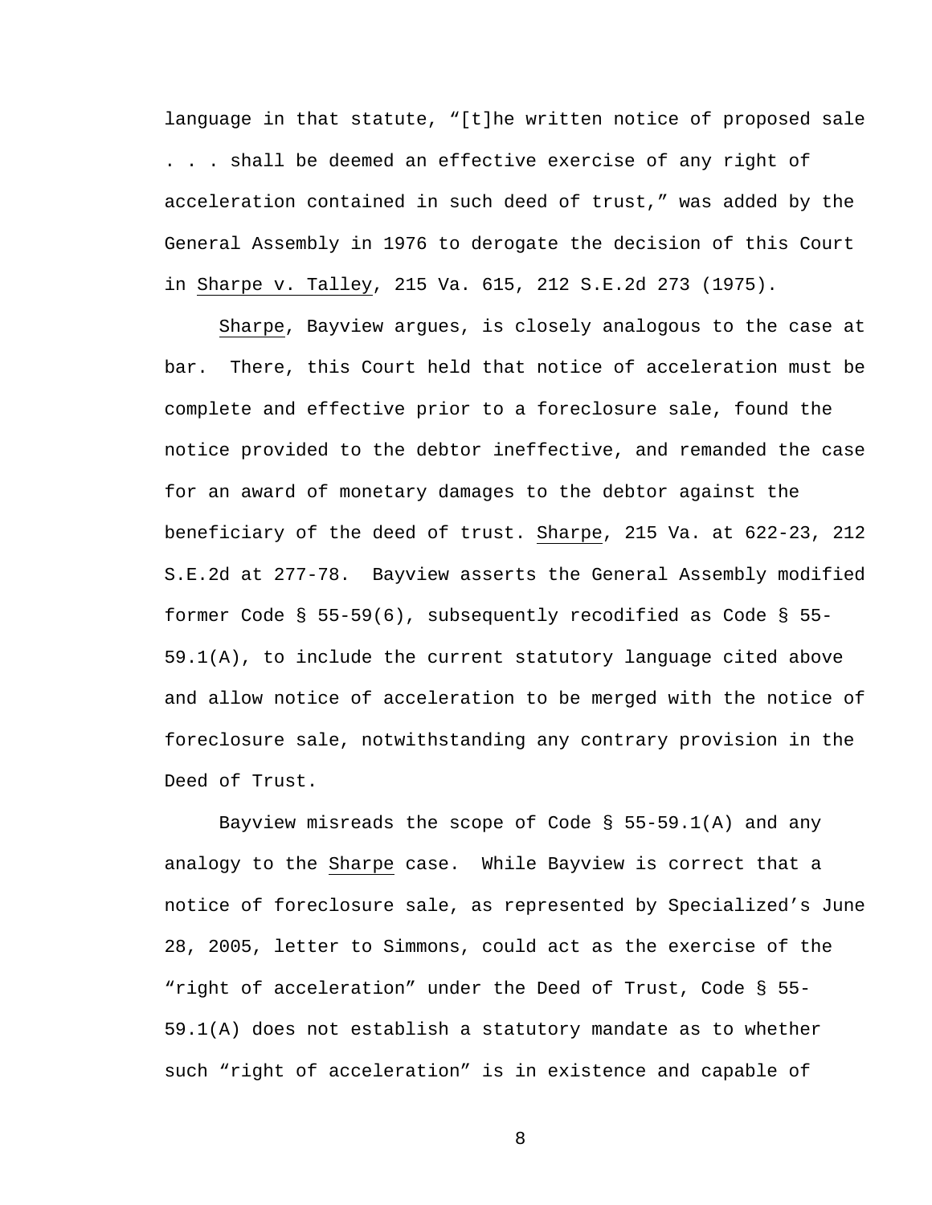language in that statute, "[t]he written notice of proposed sale . . . shall be deemed an effective exercise of any right of acceleration contained in such deed of trust," was added by the General Assembly in 1976 to derogate the decision of this Court in Sharpe v. Talley, 215 Va. 615, 212 S.E.2d 273 (1975).

Sharpe, Bayview argues, is closely analogous to the case at bar. There, this Court held that notice of acceleration must be complete and effective prior to a foreclosure sale, found the notice provided to the debtor ineffective, and remanded the case for an award of monetary damages to the debtor against the beneficiary of the deed of trust. Sharpe, 215 Va. at 622-23, 212 S.E.2d at 277-78. Bayview asserts the General Assembly modified former Code § 55-59(6), subsequently recodified as Code § 55-59.1(A), to include the current statutory language cited above and allow notice of acceleration to be merged with the notice of foreclosure sale, notwithstanding any contrary provision in the Deed of Trust.

Bayview misreads the scope of Code § 55-59.1(A) and any analogy to the Sharpe case. While Bayview is correct that a notice of foreclosure sale, as represented by Specialized's June 28, 2005, letter to Simmons, could act as the exercise of the "right of acceleration" under the Deed of Trust, Code § 55-59.1(A) does not establish a statutory mandate as to whether such "right of acceleration" is in existence and capable of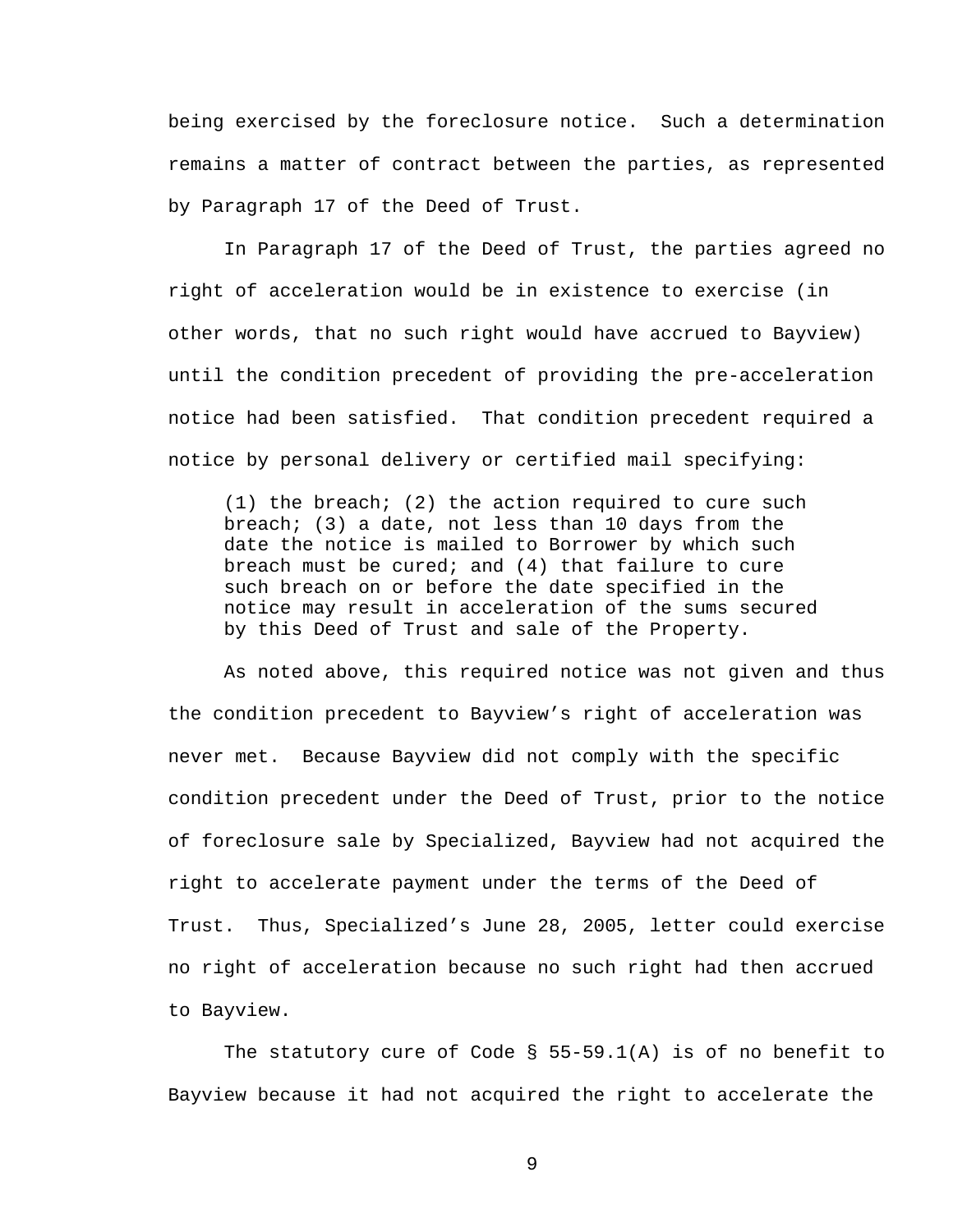being exercised by the foreclosure notice. Such a determination remains a matter of contract between the parties, as represented by Paragraph 17 of the Deed of Trust.

In Paragraph 17 of the Deed of Trust, the parties agreed no right of acceleration would be in existence to exercise (in other words, that no such right would have accrued to Bayview) until the condition precedent of providing the pre-acceleration notice had been satisfied. That condition precedent required a notice by personal delivery or certified mail specifying:

> (1) the breach; (2) the action required to cure such breach; (3) a date, not less than 10 days from the date the notice is mailed to Borrower by which such breach must be cured; and (4) that failure to cure such breach on or before the date specified in the notice may result in acceleration of the sums secured by this Deed of Trust and sale of the Property.

As noted above, this required notice was not given and thus the condition precedent to Bayview's right of acceleration was never met. Because Bayview did not comply with the specific condition precedent under the Deed of Trust, prior to the notice of foreclosure sale by Specialized, Bayview had not acquired the right to accelerate payment under the terms of the Deed of Trust. Thus, Specialized's June 28, 2005, letter could exercise no right of acceleration because no such right had then accrued to Bayview.

The statutory cure of Code § 55-59.1(A) is of no benefit to Bayview because it had not acquired the right to accelerate the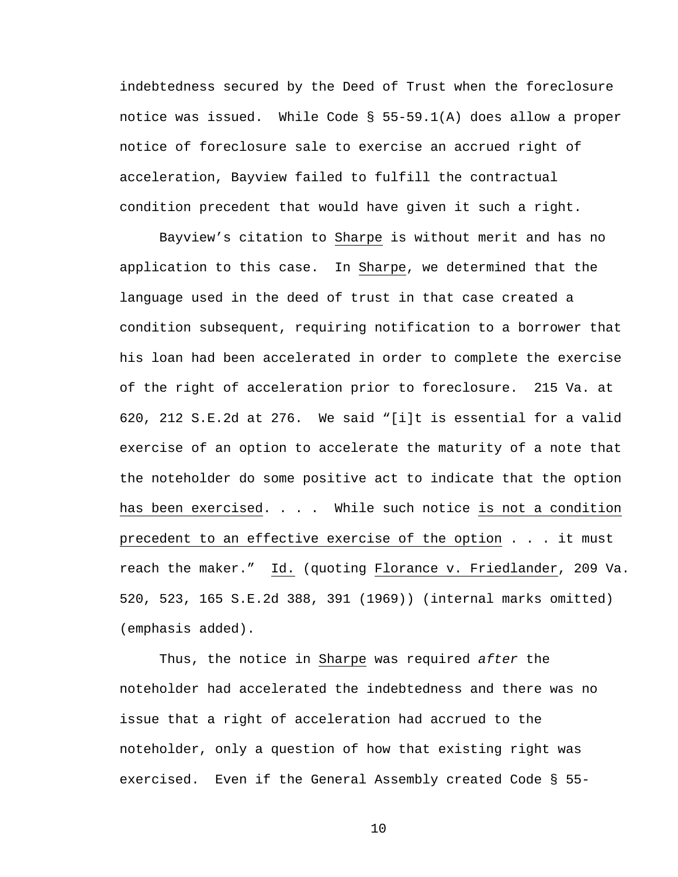indebtedness secured by the Deed of Trust when the foreclosure notice was issued. While Code § 55-59.1(A) does allow a proper notice of foreclosure sale to exercise an accrued right of acceleration, Bayview failed to fulfill the contractual condition precedent that would have given it such a right.

Bayview's citation to Sharpe is without merit and has no application to this case. In Sharpe, we determined that the language used in the deed of trust in that case created a condition subsequent, requiring notification to a borrower that his loan had been accelerated in order to complete the exercise of the right of acceleration prior to foreclosure. 215 Va. at 620, 212 S.E.2d at 276. We said "[i]t is essential for a valid exercise of an option to accelerate the maturity of a note that the noteholder do some positive act to indicate that the option has been exercised. . . . While such notice is not a condition precedent to an effective exercise of the option . . . it must reach the maker." Id. (quoting Florance v. Friedlander, 209 Va. 520, 523, 165 S.E.2d 388, 391 (1969)) (internal marks omitted) (emphasis added).

Thus, the notice in Sharpe was required *after* the noteholder had accelerated the indebtedness and there was no issue that a right of acceleration had accrued to the noteholder, only a question of how that existing right was exercised. Even if the General Assembly created Code § 55-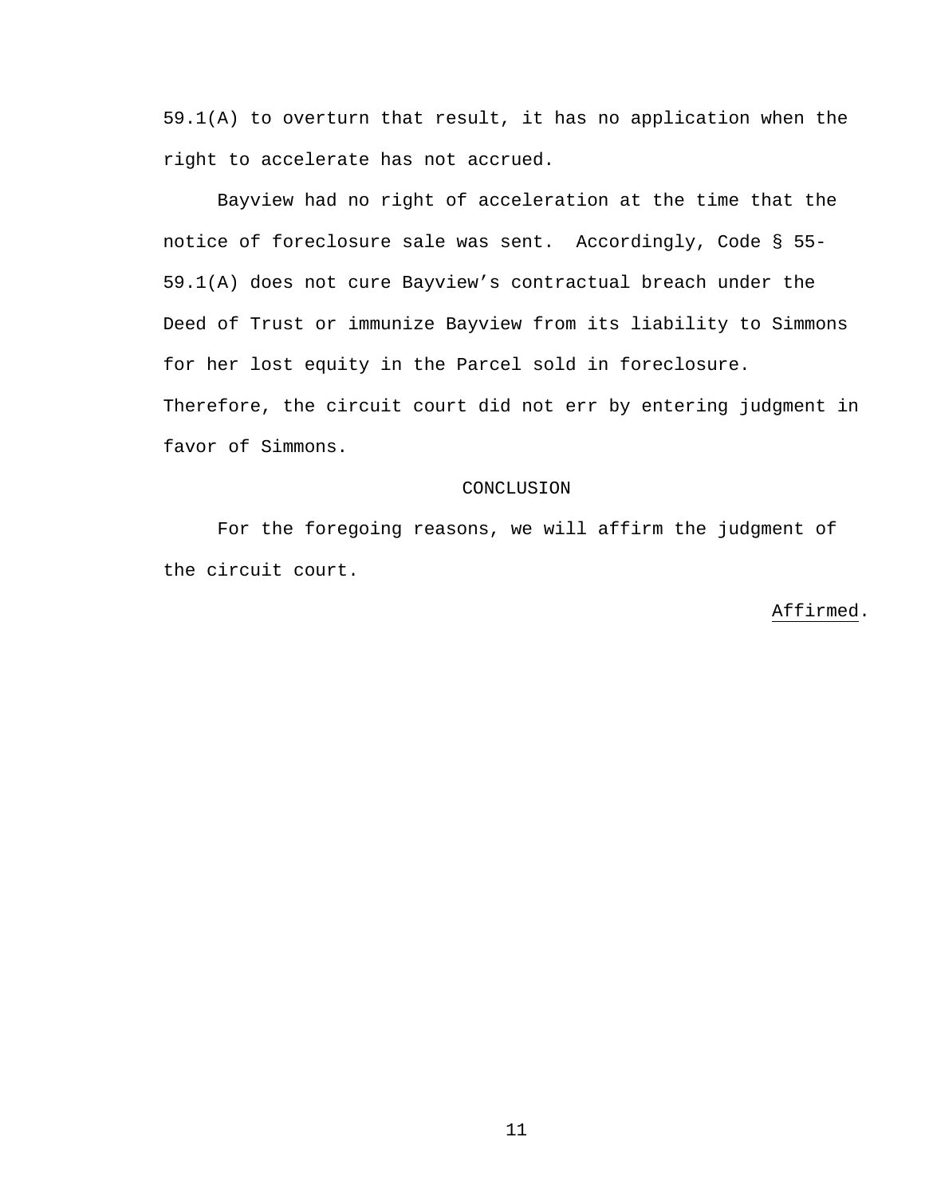59.1(A) to overturn that result, it has no application when the right to accelerate has not accrued.

Bayview had no right of acceleration at the time that the notice of foreclosure sale was sent. Accordingly, Code § 55-59.1(A) does not cure Bayview's contractual breach under the Deed of Trust or immunize Bayview from its liability to Simmons for her lost equity in the Parcel sold in foreclosure. Therefore, the circuit court did not err by entering judgment in favor of Simmons.

CONCLUSION

For the foregoing reasons, we will affirm the judgment of the circuit court.

Affirmed.